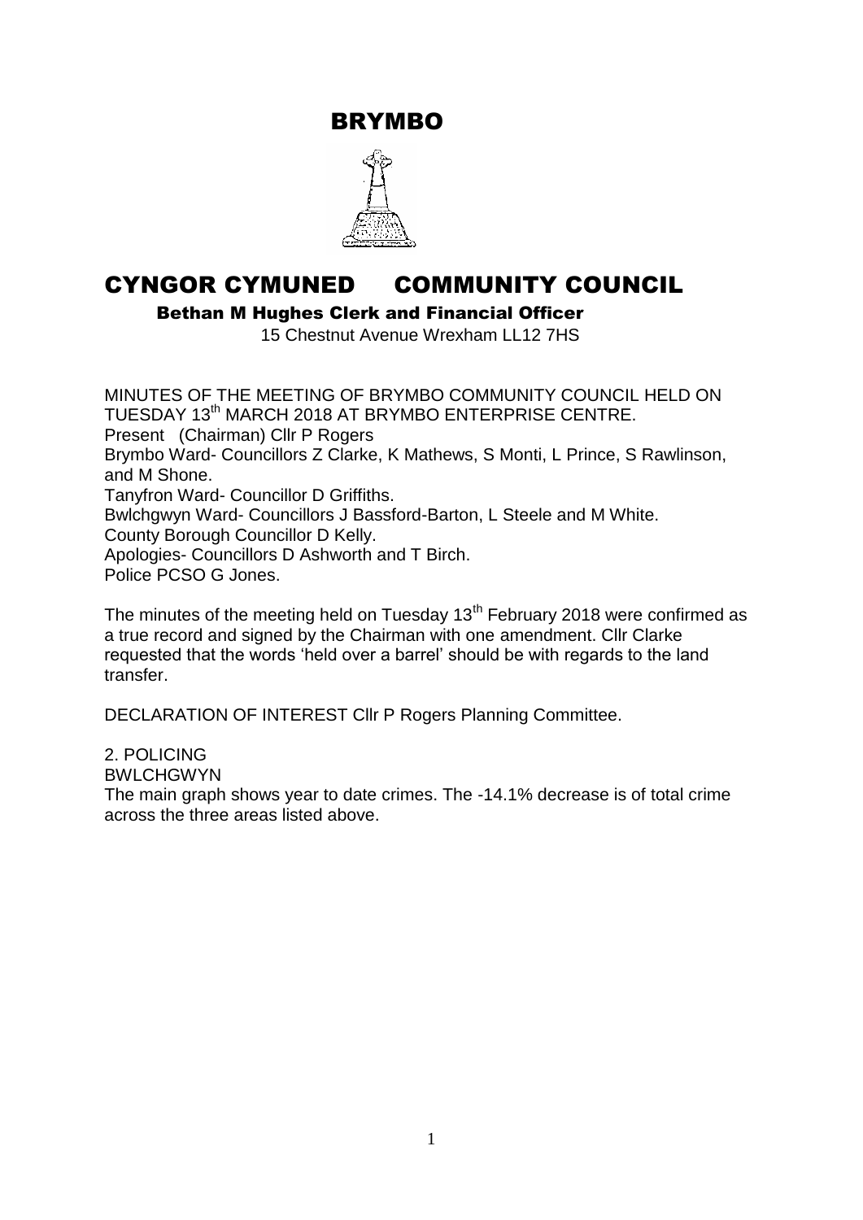# BRYMBO

# CYNGOR CYMUNED COMMUNITY COUNCIL

**Bethan M Hughes Clerk and Financial Officer**

15 Chestnut Avenue Wrexham LL12 7HS

MINUTES OF THE MEETING OF BRYMBO COMMUNITY COUNCIL HELD ON TUESDAY 13th MARCH 2018 AT BRYMBO ENTERPRISE CENTRE.

Present (Chairman) Cllr P Rogers

Brymbo Ward- Councillors Z Clarke, K Mathews, S Monti, L Prince, S Rawlinson, and M Shone.

Tanyfron Ward- Councillor D Griffiths.

Bwlchgwyn Ward- Councillors J Bassford-Barton, L Steele and M White.

County Borough Councillor D Kelly.

Apologies- Councillors D Ashworth and T Birch.

Police PCSO G Jones.

The minutes of the meeting held on Tuesday 13th February 2018 were confirmed as a true record and signed by the Chairman with one amendment. Cllr Clarke requested that the words 'held over a barrel' should be with regards to the land transfer.

DECLARATION OF INTEREST Cllr P Rogers Planning Committee.

2. POLICING

BWLCHGWYN

The main graph shows year to date crimes. The -14.1% decrease is of total crime across the three areas listed above.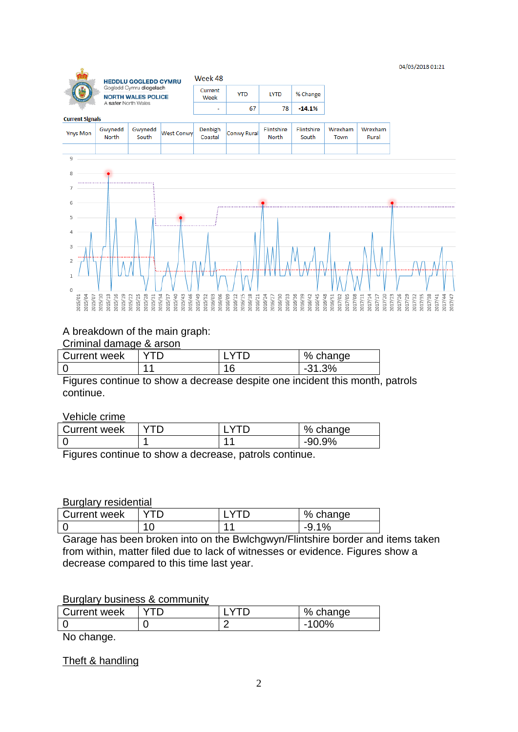04/03/2018 01:21

HEDDLU GOGLEDD CYMRU
Gogledd Cymru diogelach
NORTH WALES POLICE
A safer North Wales

Week 48

| Current Week | YTD | LYTD | % Change |
|---|---|---|---|
| - | 67 | 78 | **-14.1%** |

**Current Signals**

| Ynys Mon | Gwynedd North | Gwynedd South | West Conwy | Denbigh Coastal | Conwy Rural | Flintshire North | Flintshire South | Wrexham Town | Wrexham Rural |
|---|---|---|---|---|---|---|---|---|---|
| | | | | | | | | | |

A breakdown of the main graph:

Criminal damage & arson

| Current week | YTD | LYTD | % change |
|---|---|---|---|
| 0 | 11 | 16 | -31.3% |

Figures continue to show a decrease despite one incident this month, patrols continue.

Vehicle crime

| Current week | YTD | LYTD | % change |
|---|---|---|---|
| 0 | 1 | 11 | -90.9% |

Figures continue to show a decrease, patrols continue.

Burglary residential

| Current week | YTD | LYTD | % change |
|---|---|---|---|
| 0 | 10 | 11 | -9.1% |

Garage has been broken into on the Bwlchgwyn/Flintshire border and items taken from within, matter filed due to lack of witnesses or evidence. Figures show a decrease compared to this time last year.

Burglary business & community

| Current week | YTD | LYTD | % change |
|---|---|---|---|
| 0 | 0 | 2 | -100% |

No change.

Theft & handling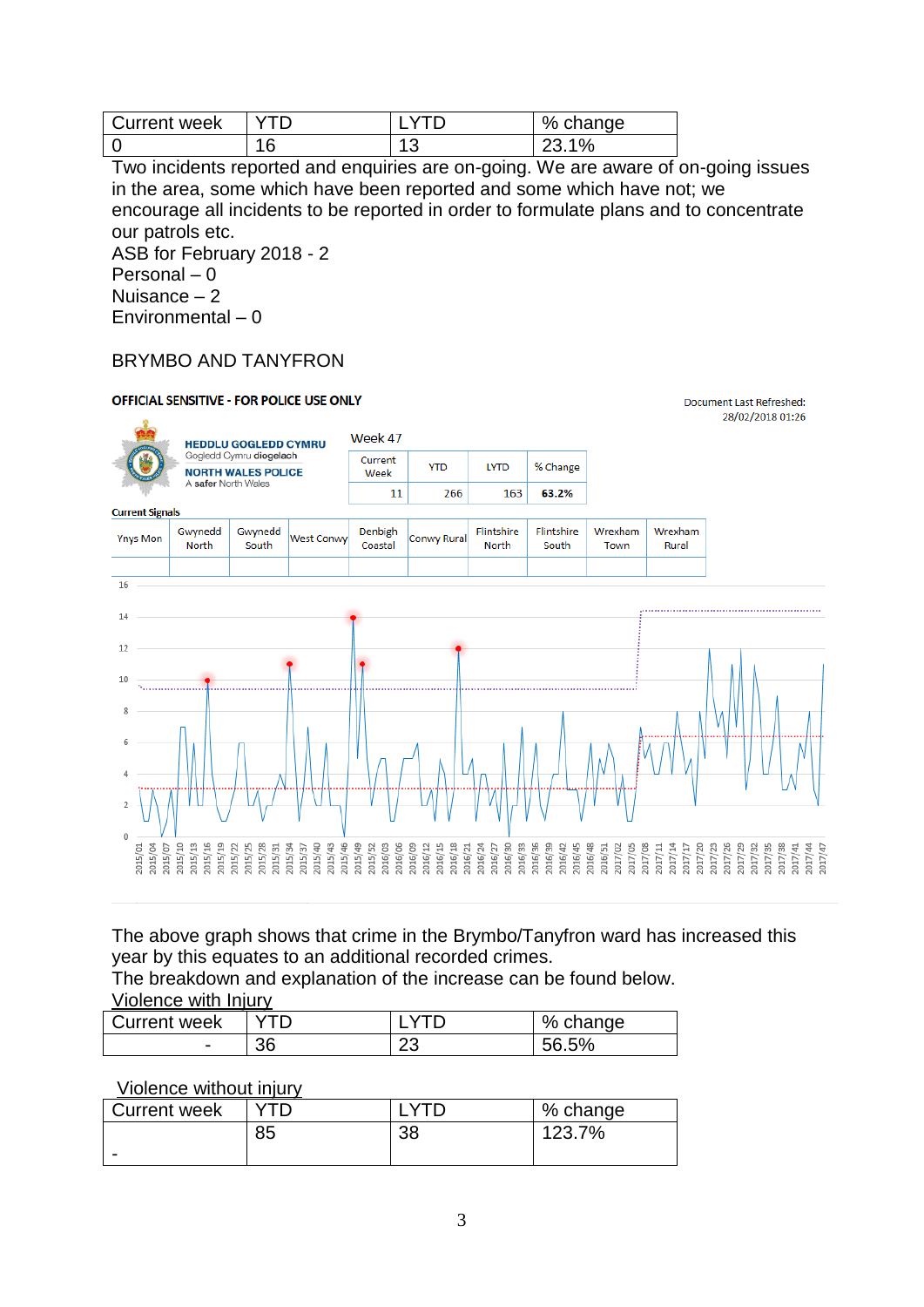| Current week | YTD | LYTD | % change |
|---|---|---|---|
| 0 | 16 | 13 | 23.1% |

Two incidents reported and enquiries are on-going. We are aware of on-going issues in the area, some which have been reported and some which have not; we encourage all incidents to be reported in order to formulate plans and to concentrate our patrols etc.

ASB for February 2018 - 2
Personal – 0
Nuisance – 2
Environmental – 0

BRYMBO AND TANYFRON

**OFFICIAL SENSITIVE - FOR POLICE USE ONLY**

Document Last Refreshed: 28/02/2018 01:26

HEDDLU GOGLEDD CYMRU
Gogledd Cymru diogelach
NORTH WALES POLICE
A safer North Wales

Week 47

| Current Week | YTD | LYTD | % Change |
|---|---|---|---|
| 11 | 266 | 163 | 63.2% |

Current Signals

| Ynys Mon | Gwynedd North | Gwynedd South | West Conwy | Denbigh Coastal | Conwy Rural | Flintshire North | Flintshire South | Wrexham Town | Wrexham Rural |
|---|---|---|---|---|---|---|---|---|---|
| | | | | | | | | | |

The above graph shows that crime in the Brymbo/Tanyfron ward has increased this year by this equates to an additional recorded crimes.
The breakdown and explanation of the increase can be found below.

<u>Violence with Injury</u>

| Current week | YTD | LYTD | % change |
|---|---|---|---|
| - | 36 | 23 | 56.5% |

<u>Violence without injury</u>

| Current week | YTD | LYTD | % change |
|---|---|---|---|
| - | 85 | 38 | 123.7% |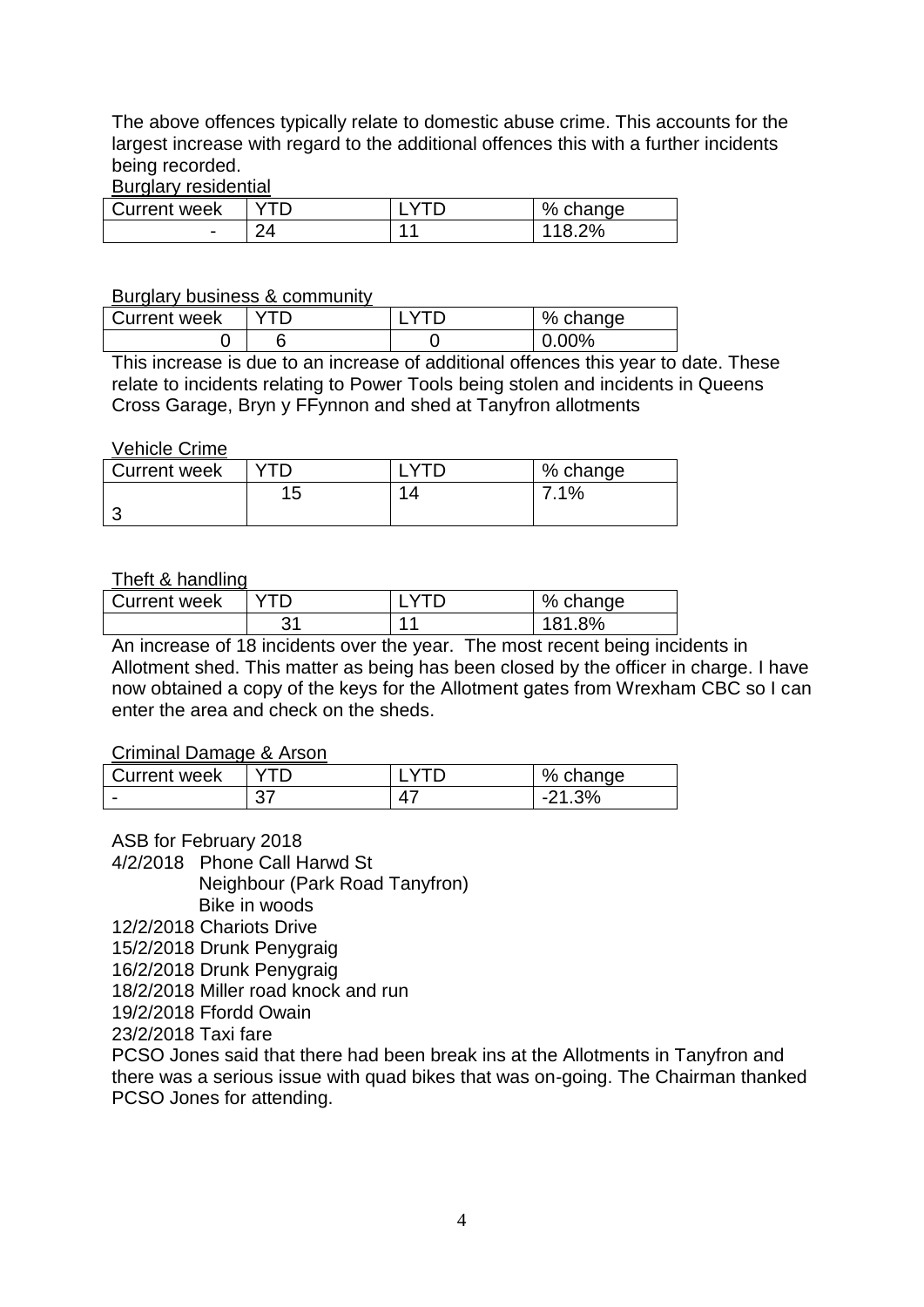The above offences typically relate to domestic abuse crime. This accounts for the largest increase with regard to the additional offences this with a further incidents being recorded.

Burglary residential

| Current week | YTD | LYTD | % change |
|---|---|---|---|
| - | 24 | 11 | 118.2% |

Burglary business & community

| Current week | YTD | LYTD | % change |
|---|---|---|---|
| 0 | 6 | 0 | 0.00% |

This increase is due to an increase of additional offences this year to date. These relate to incidents relating to Power Tools being stolen and incidents in Queens Cross Garage, Bryn y FFynnon and shed at Tanyfron allotments

Vehicle Crime

| Current week | YTD | LYTD | % change |
|---|---|---|---|
| 3 | 15 | 14 | 7.1% |

Theft & handling

| Current week | YTD | LYTD | % change |
|---|---|---|---|
| | 31 | 11 | 181.8% |

An increase of 18 incidents over the year. The most recent being incidents in Allotment shed. This matter as being has been closed by the officer in charge. I have now obtained a copy of the keys for the Allotment gates from Wrexham CBC so I can enter the area and check on the sheds.

Criminal Damage & Arson

| Current week | YTD | LYTD | % change |
|---|---|---|---|
| - | 37 | 47 | -21.3% |

ASB for February 2018

4/2/2018 Phone Call Harwd St
Neighbour (Park Road Tanyfron)
Bike in woods
12/2/2018 Chariots Drive
15/2/2018 Drunk Penygraig
16/2/2018 Drunk Penygraig
18/2/2018 Miller road knock and run
19/2/2018 Ffordd Owain
23/2/2018 Taxi fare

PCSO Jones said that there had been break ins at the Allotments in Tanyfron and there was a serious issue with quad bikes that was on-going. The Chairman thanked PCSO Jones for attending.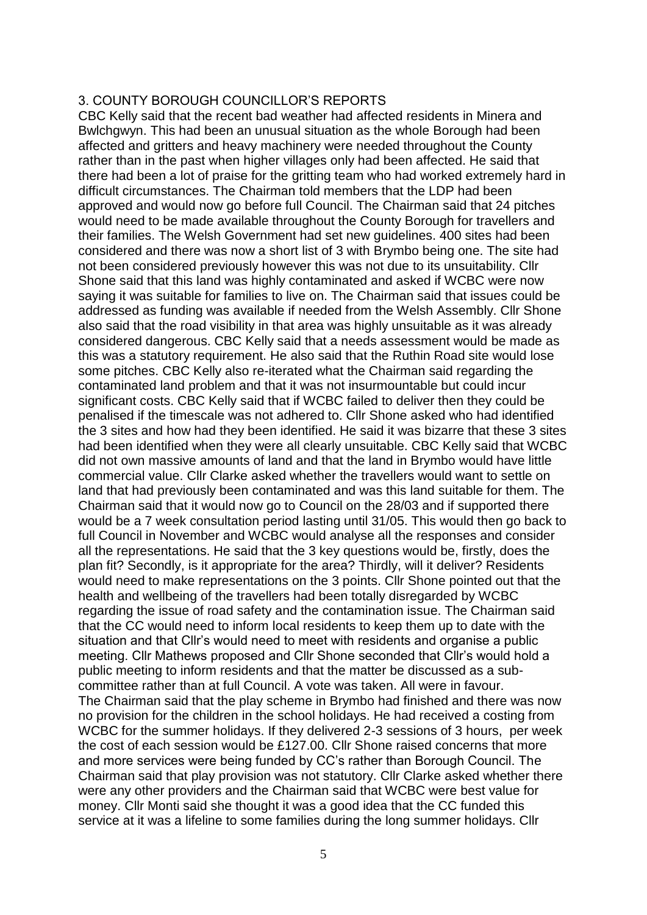## 3. COUNTY BOROUGH COUNCILLOR'S REPORTS

CBC Kelly said that the recent bad weather had affected residents in Minera and Bwlchgwyn. This had been an unusual situation as the whole Borough had been affected and gritters and heavy machinery were needed throughout the County rather than in the past when higher villages only had been affected. He said that there had been a lot of praise for the gritting team who had worked extremely hard in difficult circumstances. The Chairman told members that the LDP had been approved and would now go before full Council. The Chairman said that 24 pitches would need to be made available throughout the County Borough for travellers and their families. The Welsh Government had set new guidelines. 400 sites had been considered and there was now a short list of 3 with Brymbo being one. The site had not been considered previously however this was not due to its unsuitability. Cllr Shone said that this land was highly contaminated and asked if WCBC were now saying it was suitable for families to live on. The Chairman said that issues could be addressed as funding was available if needed from the Welsh Assembly. Cllr Shone also said that the road visibility in that area was highly unsuitable as it was already considered dangerous. CBC Kelly said that a needs assessment would be made as this was a statutory requirement. He also said that the Ruthin Road site would lose some pitches. CBC Kelly also re-iterated what the Chairman said regarding the contaminated land problem and that it was not insurmountable but could incur significant costs. CBC Kelly said that if WCBC failed to deliver then they could be penalised if the timescale was not adhered to. Cllr Shone asked who had identified the 3 sites and how had they been identified. He said it was bizarre that these 3 sites had been identified when they were all clearly unsuitable. CBC Kelly said that WCBC did not own massive amounts of land and that the land in Brymbo would have little commercial value. Cllr Clarke asked whether the travellers would want to settle on land that had previously been contaminated and was this land suitable for them. The Chairman said that it would now go to Council on the 28/03 and if supported there would be a 7 week consultation period lasting until 31/05. This would then go back to full Council in November and WCBC would analyse all the responses and consider all the representations. He said that the 3 key questions would be, firstly, does the plan fit? Secondly, is it appropriate for the area? Thirdly, will it deliver? Residents would need to make representations on the 3 points. Cllr Shone pointed out that the health and wellbeing of the travellers had been totally disregarded by WCBC regarding the issue of road safety and the contamination issue. The Chairman said that the CC would need to inform local residents to keep them up to date with the situation and that Cllr's would need to meet with residents and organise a public meeting. Cllr Mathews proposed and Cllr Shone seconded that Cllr's would hold a public meeting to inform residents and that the matter be discussed as a sub-committee rather than at full Council. A vote was taken. All were in favour.

The Chairman said that the play scheme in Brymbo had finished and there was now no provision for the children in the school holidays. He had received a costing from WCBC for the summer holidays. If they delivered 2-3 sessions of 3 hours, per week the cost of each session would be £127.00. Cllr Shone raised concerns that more and more services were being funded by CC's rather than Borough Council. The Chairman said that play provision was not statutory. Cllr Clarke asked whether there were any other providers and the Chairman said that WCBC were best value for money. Cllr Monti said she thought it was a good idea that the CC funded this service at it was a lifeline to some families during the long summer holidays. Cllr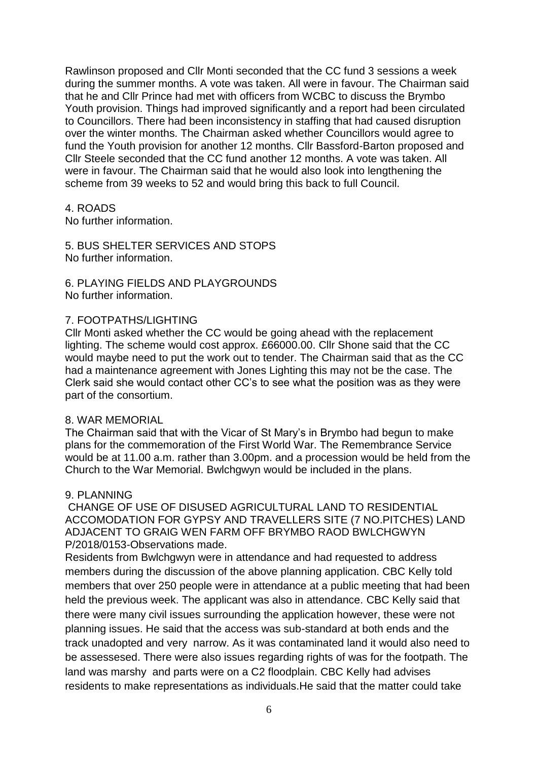Rawlinson proposed and Cllr Monti seconded that the CC fund 3 sessions a week during the summer months. A vote was taken. All were in favour. The Chairman said that he and Cllr Prince had met with officers from WCBC to discuss the Brymbo Youth provision. Things had improved significantly and a report had been circulated to Councillors. There had been inconsistency in staffing that had caused disruption over the winter months. The Chairman asked whether Councillors would agree to fund the Youth provision for another 12 months. Cllr Bassford-Barton proposed and Cllr Steele seconded that the CC fund another 12 months. A vote was taken. All were in favour. The Chairman said that he would also look into lengthening the scheme from 39 weeks to 52 and would bring this back to full Council.

4. ROADS
No further information.

5. BUS SHELTER SERVICES AND STOPS
No further information.

6. PLAYING FIELDS AND PLAYGROUNDS
No further information.

7. FOOTPATHS/LIGHTING
Cllr Monti asked whether the CC would be going ahead with the replacement lighting. The scheme would cost approx. £66000.00. Cllr Shone said that the CC would maybe need to put the work out to tender. The Chairman said that as the CC had a maintenance agreement with Jones Lighting this may not be the case. The Clerk said she would contact other CC's to see what the position was as they were part of the consortium.

8. WAR MEMORIAL
The Chairman said that with the Vicar of St Mary's in Brymbo had begun to make plans for the commemoration of the First World War. The Remembrance Service would be at 11.00 a.m. rather than 3.00pm. and a procession would be held from the Church to the War Memorial. Bwlchgwyn would be included in the plans.

9. PLANNING
CHANGE OF USE OF DISUSED AGRICULTURAL LAND TO RESIDENTIAL ACCOMODATION FOR GYPSY AND TRAVELLERS SITE (7 NO.PITCHES) LAND ADJACENT TO GRAIG WEN FARM OFF BRYMBO RAOD BWLCHGWYN P/2018/0153-Observations made.
Residents from Bwlchgwyn were in attendance and had requested to address members during the discussion of the above planning application. CBC Kelly told members that over 250 people were in attendance at a public meeting that had been held the previous week. The applicant was also in attendance. CBC Kelly said that there were many civil issues surrounding the application however, these were not planning issues. He said that the access was sub-standard at both ends and the track unadopted and very narrow. As it was contaminated land it would also need to be assessesed. There were also issues regarding rights of was for the footpath. The land was marshy and parts were on a C2 floodplain. CBC Kelly had advises residents to make representations as individuals.He said that the matter could take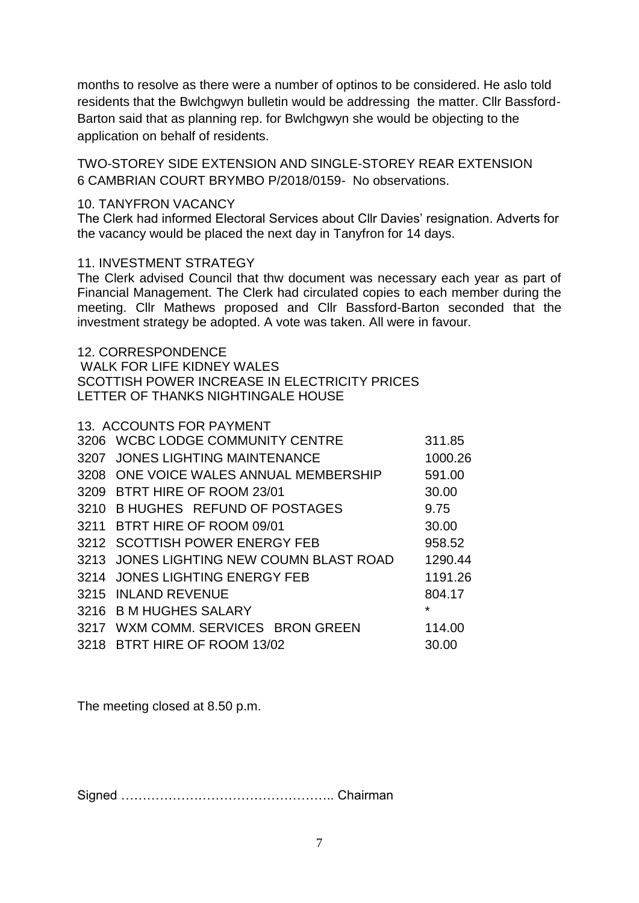months to resolve as there were a number of optinos to be considered. He aslo told residents that the Bwlchgwyn bulletin would be addressing the matter. Cllr Bassford-Barton said that as planning rep. for Bwlchgwyn she would be objecting to the application on behalf of residents.

TWO-STOREY SIDE EXTENSION AND SINGLE-STOREY REAR EXTENSION
6 CAMBRIAN COURT BRYMBO P/2018/0159- No observations.

10. TANYFRON VACANCY

The Clerk had informed Electoral Services about Cllr Davies' resignation. Adverts for the vacancy would be placed the next day in Tanyfron for 14 days.

11. INVESTMENT STRATEGY

The Clerk advised Council that thw document was necessary each year as part of Financial Management. The Clerk had circulated copies to each member during the meeting. Cllr Mathews proposed and Cllr Bassford-Barton seconded that the investment strategy be adopted. A vote was taken. All were in favour.

12. CORRESPONDENCE

WALK FOR LIFE KIDNEY WALES
SCOTTISH POWER INCREASE IN ELECTRICITY PRICES
LETTER OF THANKS NIGHTINGALE HOUSE

13. ACCOUNTS FOR PAYMENT

| | | |
|---|---|---|
| 3206 | WCBC LODGE COMMUNITY CENTRE | 311.85 |
| 3207 | JONES LIGHTING MAINTENANCE | 1000.26 |
| 3208 | ONE VOICE WALES ANNUAL MEMBERSHIP | 591.00 |
| 3209 | BTRT HIRE OF ROOM 23/01 | 30.00 |
| 3210 | B HUGHES REFUND OF POSTAGES | 9.75 |
| 3211 | BTRT HIRE OF ROOM 09/01 | 30.00 |
| 3212 | SCOTTISH POWER ENERGY FEB | 958.52 |
| 3213 | JONES LIGHTING NEW COUMN BLAST ROAD | 1290.44 |
| 3214 | JONES LIGHTING ENERGY FEB | 1191.26 |
| 3215 | INLAND REVENUE | 804.17 |
| 3216 | B M HUGHES SALARY | * |
| 3217 | WXM COMM. SERVICES BRON GREEN | 114.00 |
| 3218 | BTRT HIRE OF ROOM 13/02 | 30.00 |

The meeting closed at 8.50 p.m.

Signed ………………………………………….. Chairman